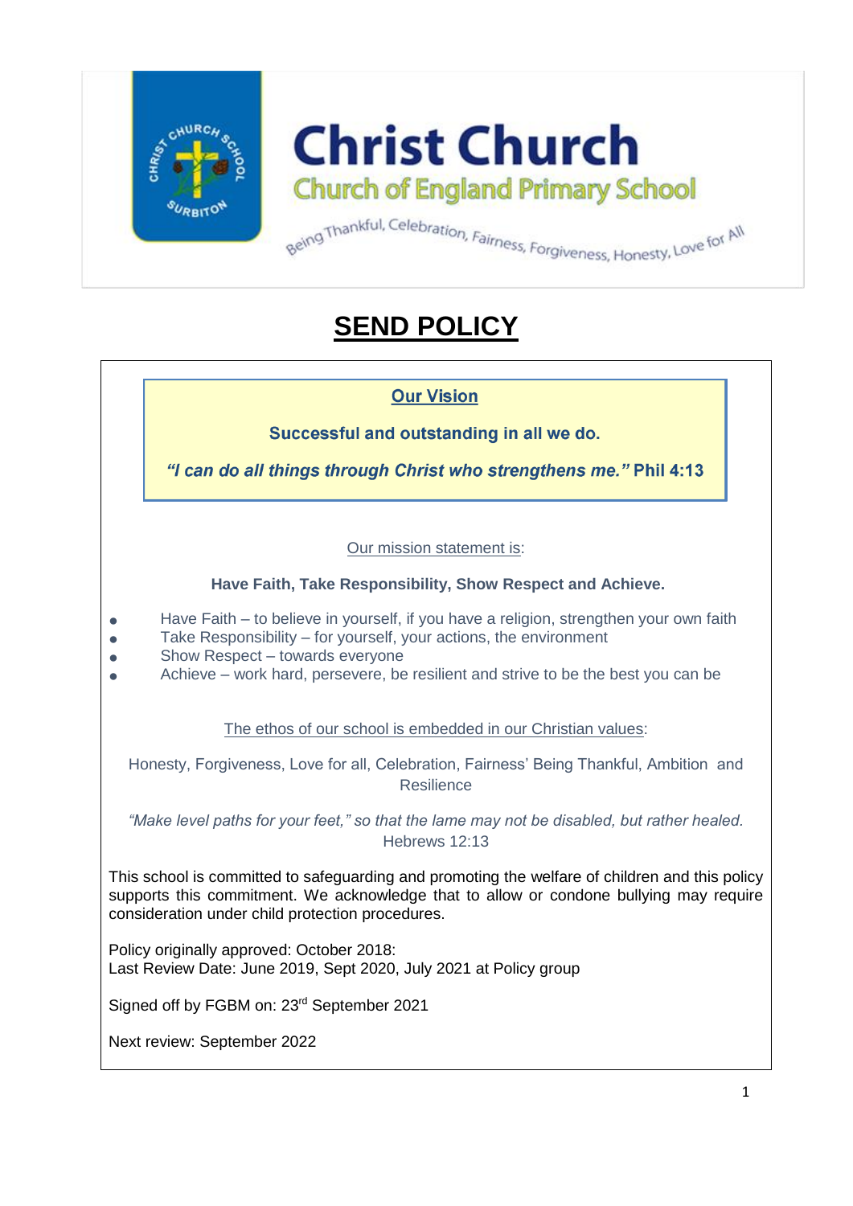# Christ Church

## Church of England Primary School

Being Thankful, Celebration, Fairness, Forgiveness, Honesty, Love for All

# SEND POLICY

**Our Vision**

**Successful and outstanding in all we do.**

***"I can do all things through Christ who strengthens me."* Phil 4:13**

Our mission statement is:

**Have Faith, Take Responsibility, Show Respect and Achieve.**

- Have Faith – to believe in yourself, if you have a religion, strengthen your own faith
- Take Responsibility – for yourself, your actions, the environment
- Show Respect – towards everyone
- Achieve – work hard, persevere, be resilient and strive to be the best you can be

The ethos of our school is embedded in our Christian values:

Honesty, Forgiveness, Love for all, Celebration, Fairness' Being Thankful, Ambition and Resilience

*"Make level paths for your feet," so that the lame may not be disabled, but rather healed.* Hebrews 12:13

This school is committed to safeguarding and promoting the welfare of children and this policy supports this commitment. We acknowledge that to allow or condone bullying may require consideration under child protection procedures.

Policy originally approved: October 2018:
Last Review Date: June 2019, Sept 2020, July 2021 at Policy group

Signed off by FGBM on: 23rd September 2021

Next review: September 2022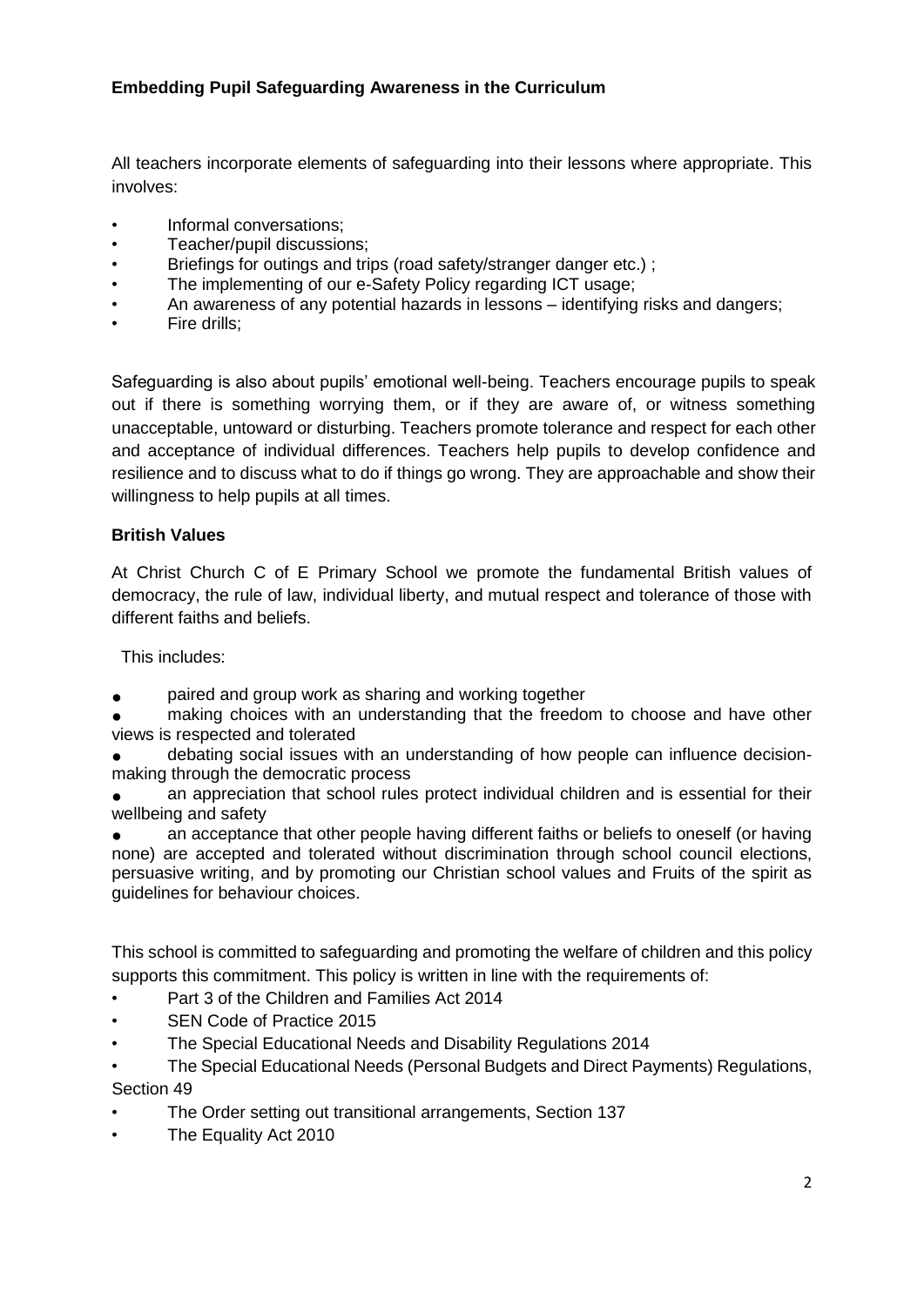**Embedding Pupil Safeguarding Awareness in the Curriculum**

All teachers incorporate elements of safeguarding into their lessons where appropriate. This involves:

- Informal conversations;
- Teacher/pupil discussions;
- Briefings for outings and trips (road safety/stranger danger etc.) ;
- The implementing of our e-Safety Policy regarding ICT usage;
- An awareness of any potential hazards in lessons – identifying risks and dangers;
- Fire drills;

Safeguarding is also about pupils' emotional well-being. Teachers encourage pupils to speak out if there is something worrying them, or if they are aware of, or witness something unacceptable, untoward or disturbing. Teachers promote tolerance and respect for each other and acceptance of individual differences. Teachers help pupils to develop confidence and resilience and to discuss what to do if things go wrong. They are approachable and show their willingness to help pupils at all times.

**British Values**

At Christ Church C of E Primary School we promote the fundamental British values of democracy, the rule of law, individual liberty, and mutual respect and tolerance of those with different faiths and beliefs.

This includes:

- paired and group work as sharing and working together
- making choices with an understanding that the freedom to choose and have other views is respected and tolerated
- debating social issues with an understanding of how people can influence decision-making through the democratic process
- an appreciation that school rules protect individual children and is essential for their wellbeing and safety
- an acceptance that other people having different faiths or beliefs to oneself (or having none) are accepted and tolerated without discrimination through school council elections, persuasive writing, and by promoting our Christian school values and Fruits of the spirit as guidelines for behaviour choices.

This school is committed to safeguarding and promoting the welfare of children and this policy supports this commitment. This policy is written in line with the requirements of:

- Part 3 of the Children and Families Act 2014
- SEN Code of Practice 2015
- The Special Educational Needs and Disability Regulations 2014
- The Special Educational Needs (Personal Budgets and Direct Payments) Regulations, Section 49
- The Order setting out transitional arrangements, Section 137
- The Equality Act 2010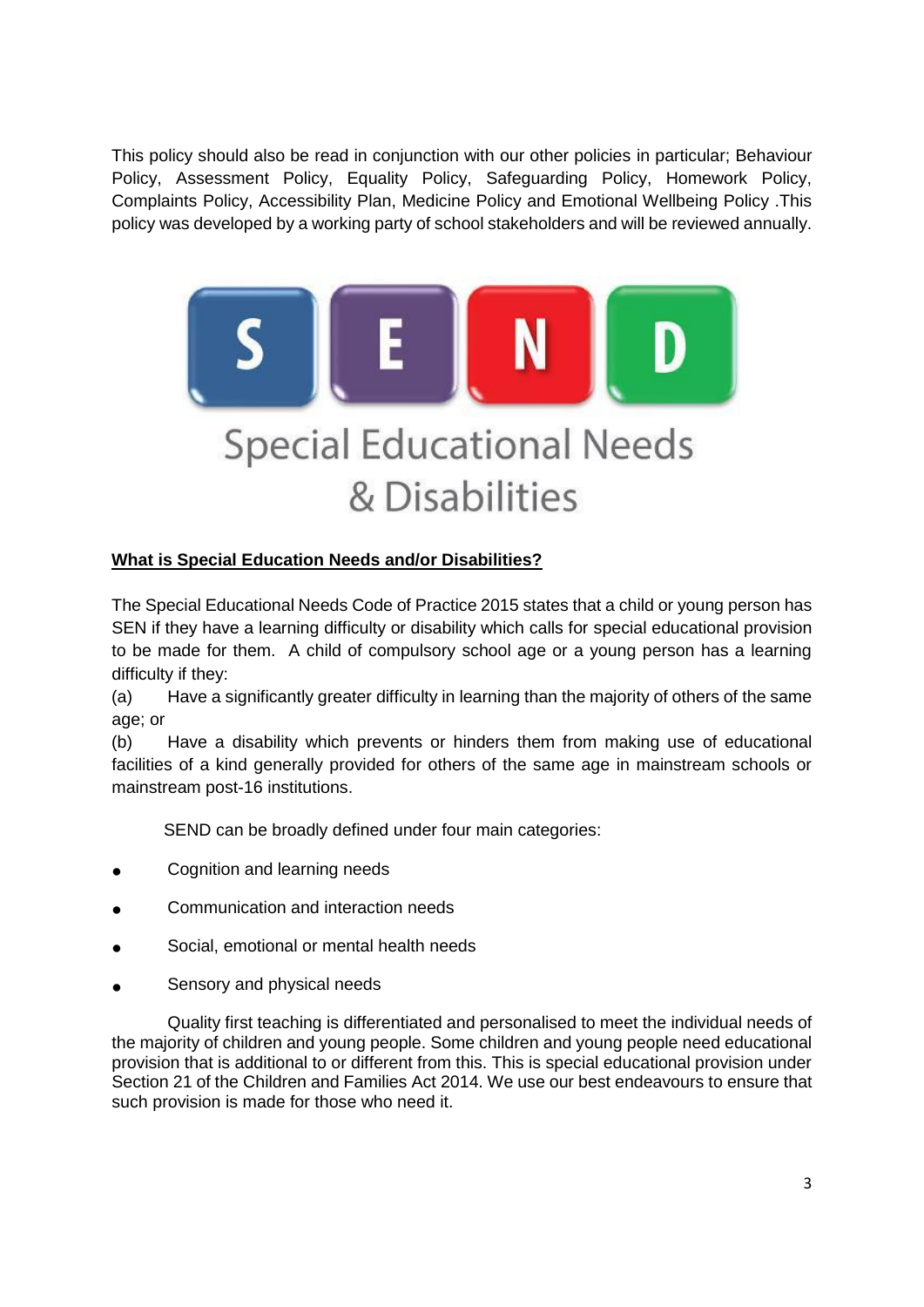This policy should also be read in conjunction with our other policies in particular; Behaviour Policy, Assessment Policy, Equality Policy, Safeguarding Policy, Homework Policy, Complaints Policy, Accessibility Plan, Medicine Policy and Emotional Wellbeing Policy .This policy was developed by a working party of school stakeholders and will be reviewed annually.

S E N D

Special Educational Needs & Disabilities

**What is Special Education Needs and/or Disabilities?**

The Special Educational Needs Code of Practice 2015 states that a child or young person has SEN if they have a learning difficulty or disability which calls for special educational provision to be made for them. A child of compulsory school age or a young person has a learning difficulty if they:

(a) Have a significantly greater difficulty in learning than the majority of others of the same age; or

(b) Have a disability which prevents or hinders them from making use of educational facilities of a kind generally provided for others of the same age in mainstream schools or mainstream post-16 institutions.

SEND can be broadly defined under four main categories:

- Cognition and learning needs
- Communication and interaction needs
- Social, emotional or mental health needs
- Sensory and physical needs

Quality first teaching is differentiated and personalised to meet the individual needs of the majority of children and young people. Some children and young people need educational provision that is additional to or different from this. This is special educational provision under Section 21 of the Children and Families Act 2014. We use our best endeavours to ensure that such provision is made for those who need it.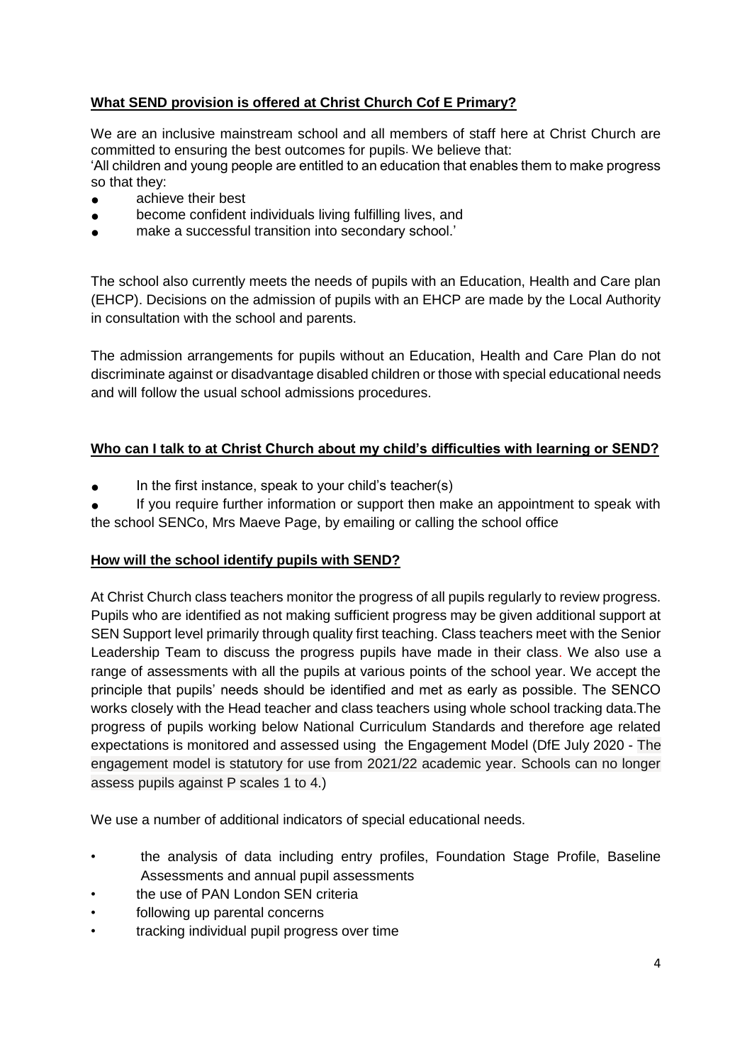## **What SEND provision is offered at Christ Church Cof E Primary?**

We are an inclusive mainstream school and all members of staff here at Christ Church are committed to ensuring the best outcomes for pupils. We believe that:

'All children and young people are entitled to an education that enables them to make progress so that they:

- achieve their best
- become confident individuals living fulfilling lives, and
- make a successful transition into secondary school.'

The school also currently meets the needs of pupils with an Education, Health and Care plan (EHCP). Decisions on the admission of pupils with an EHCP are made by the Local Authority in consultation with the school and parents.

The admission arrangements for pupils without an Education, Health and Care Plan do not discriminate against or disadvantage disabled children or those with special educational needs and will follow the usual school admissions procedures.

## **Who can I talk to at Christ Church about my child's difficulties with learning or SEND?**

- In the first instance, speak to your child's teacher(s)
- If you require further information or support then make an appointment to speak with the school SENCo, Mrs Maeve Page, by emailing or calling the school office

## **How will the school identify pupils with SEND?**

At Christ Church class teachers monitor the progress of all pupils regularly to review progress. Pupils who are identified as not making sufficient progress may be given additional support at SEN Support level primarily through quality first teaching. Class teachers meet with the Senior Leadership Team to discuss the progress pupils have made in their class. We also use a range of assessments with all the pupils at various points of the school year. We accept the principle that pupils' needs should be identified and met as early as possible. The SENCO works closely with the Head teacher and class teachers using whole school tracking data.The progress of pupils working below National Curriculum Standards and therefore age related expectations is monitored and assessed using the Engagement Model (DfE July 2020 - The engagement model is statutory for use from 2021/22 academic year. Schools can no longer assess pupils against P scales 1 to 4.)

We use a number of additional indicators of special educational needs.

- the analysis of data including entry profiles, Foundation Stage Profile, Baseline Assessments and annual pupil assessments
- the use of PAN London SEN criteria
- following up parental concerns
- tracking individual pupil progress over time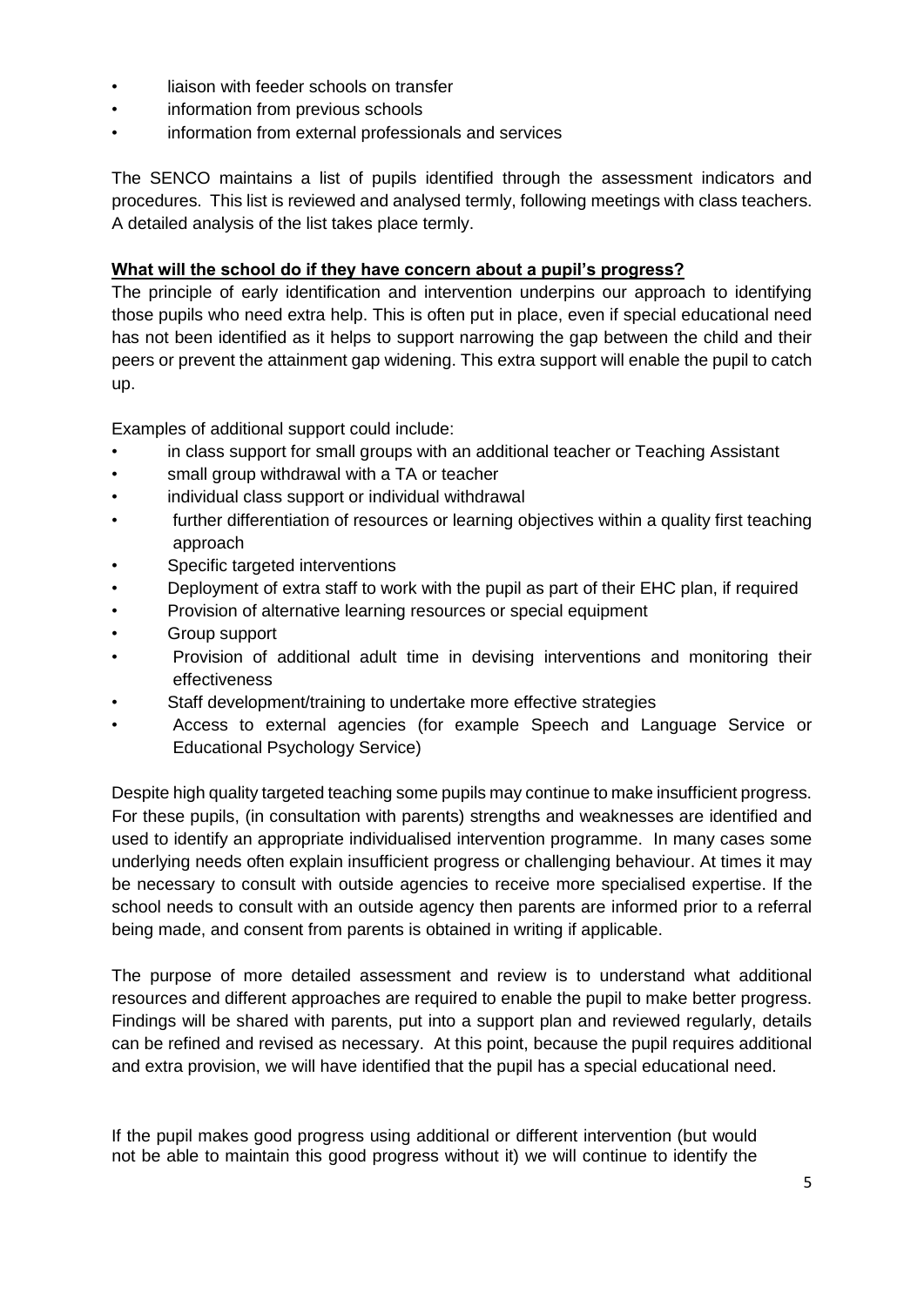- liaison with feeder schools on transfer
- information from previous schools
- information from external professionals and services

The SENCO maintains a list of pupils identified through the assessment indicators and procedures. This list is reviewed and analysed termly, following meetings with class teachers. A detailed analysis of the list takes place termly.

**<u>What will the school do if they have concern about a pupil's progress?</u>**

The principle of early identification and intervention underpins our approach to identifying those pupils who need extra help. This is often put in place, even if special educational need has not been identified as it helps to support narrowing the gap between the child and their peers or prevent the attainment gap widening. This extra support will enable the pupil to catch up.

Examples of additional support could include:

- in class support for small groups with an additional teacher or Teaching Assistant
- small group withdrawal with a TA or teacher
- individual class support or individual withdrawal
- further differentiation of resources or learning objectives within a quality first teaching approach
- Specific targeted interventions
- Deployment of extra staff to work with the pupil as part of their EHC plan, if required
- Provision of alternative learning resources or special equipment
- Group support
- Provision of additional adult time in devising interventions and monitoring their effectiveness
- Staff development/training to undertake more effective strategies
- Access to external agencies (for example Speech and Language Service or Educational Psychology Service)

Despite high quality targeted teaching some pupils may continue to make insufficient progress. For these pupils, (in consultation with parents) strengths and weaknesses are identified and used to identify an appropriate individualised intervention programme. In many cases some underlying needs often explain insufficient progress or challenging behaviour. At times it may be necessary to consult with outside agencies to receive more specialised expertise. If the school needs to consult with an outside agency then parents are informed prior to a referral being made, and consent from parents is obtained in writing if applicable.

The purpose of more detailed assessment and review is to understand what additional resources and different approaches are required to enable the pupil to make better progress. Findings will be shared with parents, put into a support plan and reviewed regularly, details can be refined and revised as necessary. At this point, because the pupil requires additional and extra provision, we will have identified that the pupil has a special educational need.

If the pupil makes good progress using additional or different intervention (but would not be able to maintain this good progress without it) we will continue to identify the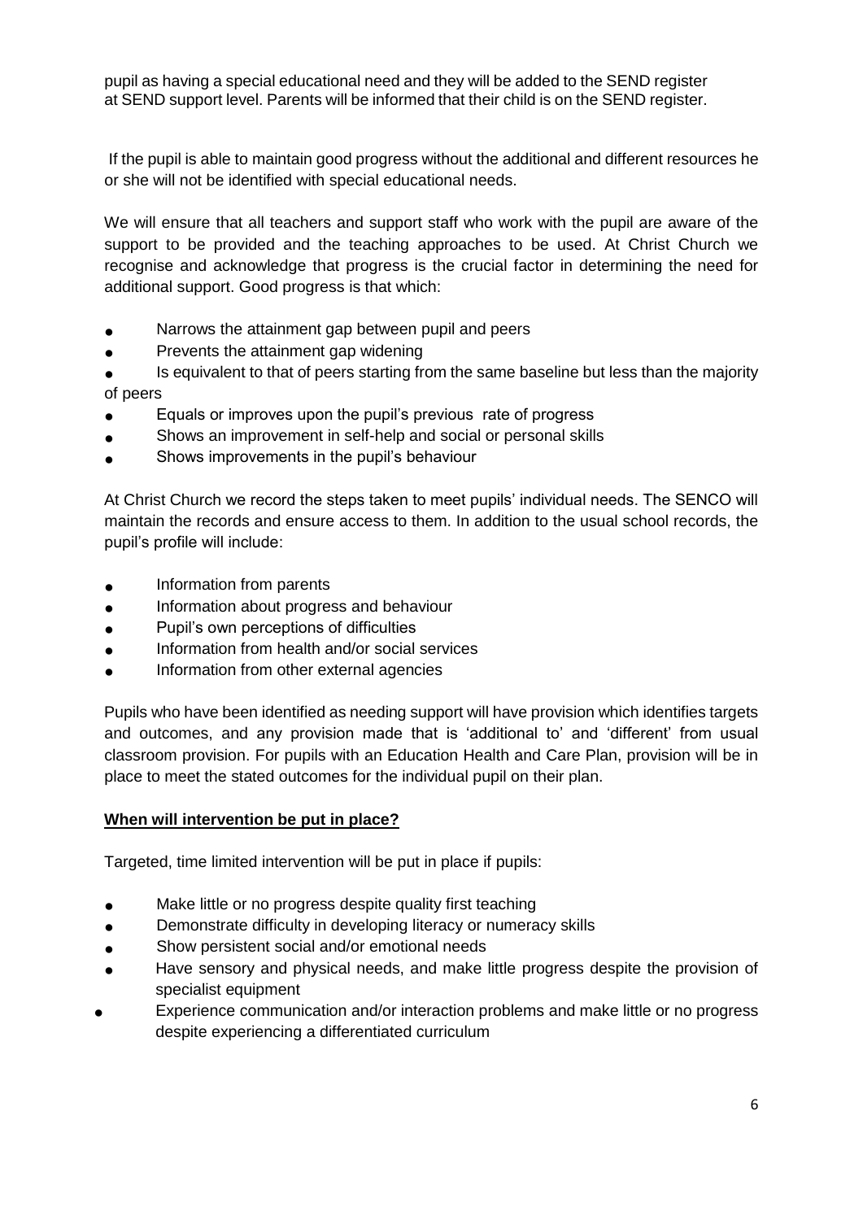pupil as having a special educational need and they will be added to the SEND register at SEND support level. Parents will be informed that their child is on the SEND register.

If the pupil is able to maintain good progress without the additional and different resources he or she will not be identified with special educational needs.

We will ensure that all teachers and support staff who work with the pupil are aware of the support to be provided and the teaching approaches to be used. At Christ Church we recognise and acknowledge that progress is the crucial factor in determining the need for additional support. Good progress is that which:

- Narrows the attainment gap between pupil and peers
- Prevents the attainment gap widening
- Is equivalent to that of peers starting from the same baseline but less than the majority of peers
- Equals or improves upon the pupil's previous rate of progress
- Shows an improvement in self-help and social or personal skills
- Shows improvements in the pupil's behaviour

At Christ Church we record the steps taken to meet pupils' individual needs. The SENCO will maintain the records and ensure access to them. In addition to the usual school records, the pupil's profile will include:

- Information from parents
- Information about progress and behaviour
- Pupil's own perceptions of difficulties
- Information from health and/or social services
- Information from other external agencies

Pupils who have been identified as needing support will have provision which identifies targets and outcomes, and any provision made that is 'additional to' and 'different' from usual classroom provision. For pupils with an Education Health and Care Plan, provision will be in place to meet the stated outcomes for the individual pupil on their plan.

**When will intervention be put in place?**

Targeted, time limited intervention will be put in place if pupils:

- Make little or no progress despite quality first teaching
- Demonstrate difficulty in developing literacy or numeracy skills
- Show persistent social and/or emotional needs
- Have sensory and physical needs, and make little progress despite the provision of specialist equipment
- Experience communication and/or interaction problems and make little or no progress despite experiencing a differentiated curriculum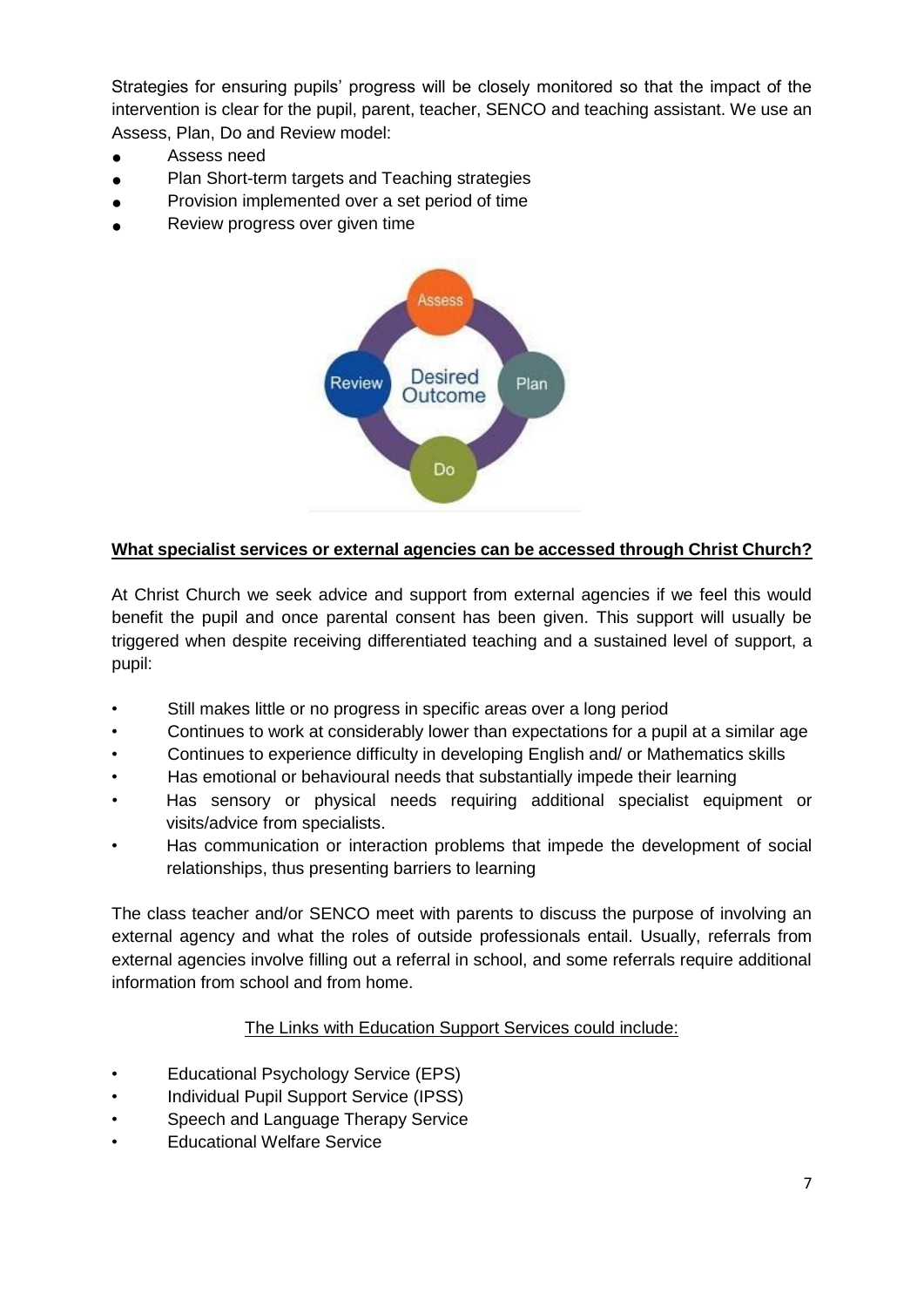Strategies for ensuring pupils' progress will be closely monitored so that the impact of the intervention is clear for the pupil, parent, teacher, SENCO and teaching assistant. We use an Assess, Plan, Do and Review model:

- Assess need
- Plan Short-term targets and Teaching strategies
- Provision implemented over a set period of time
- Review progress over given time

**What specialist services or external agencies can be accessed through Christ Church?**

At Christ Church we seek advice and support from external agencies if we feel this would benefit the pupil and once parental consent has been given. This support will usually be triggered when despite receiving differentiated teaching and a sustained level of support, a pupil:

- Still makes little or no progress in specific areas over a long period
- Continues to work at considerably lower than expectations for a pupil at a similar age
- Continues to experience difficulty in developing English and/ or Mathematics skills
- Has emotional or behavioural needs that substantially impede their learning
- Has sensory or physical needs requiring additional specialist equipment or visits/advice from specialists.
- Has communication or interaction problems that impede the development of social relationships, thus presenting barriers to learning

The class teacher and/or SENCO meet with parents to discuss the purpose of involving an external agency and what the roles of outside professionals entail. Usually, referrals from external agencies involve filling out a referral in school, and some referrals require additional information from school and from home.

The Links with Education Support Services could include:

- Educational Psychology Service (EPS)
- Individual Pupil Support Service (IPSS)
- Speech and Language Therapy Service
- Educational Welfare Service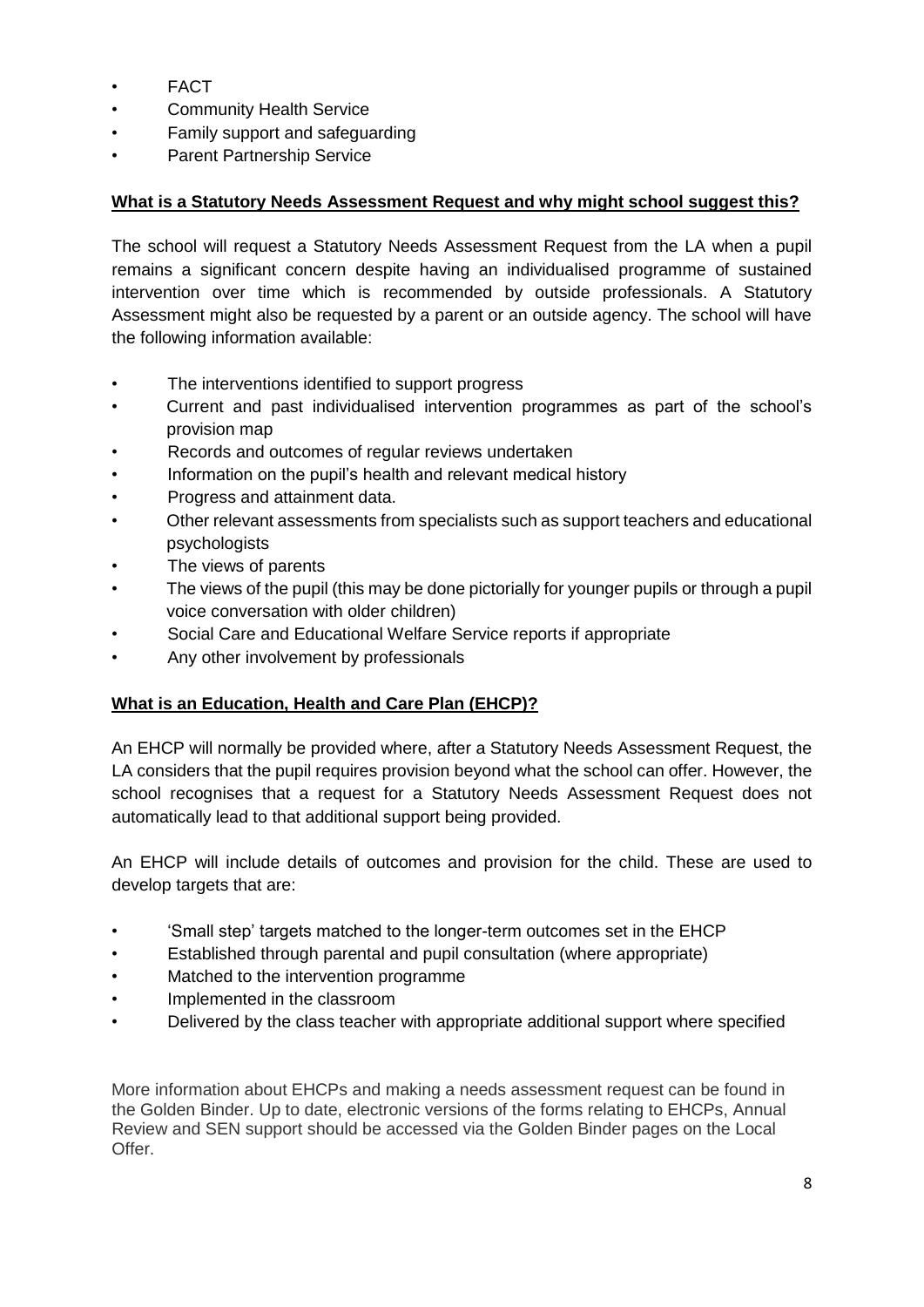- FACT
- Community Health Service
- Family support and safeguarding
- Parent Partnership Service

**<u>What is a Statutory Needs Assessment Request and why might school suggest this?</u>**

The school will request a Statutory Needs Assessment Request from the LA when a pupil remains a significant concern despite having an individualised programme of sustained intervention over time which is recommended by outside professionals. A Statutory Assessment might also be requested by a parent or an outside agency. The school will have the following information available:

- The interventions identified to support progress
- Current and past individualised intervention programmes as part of the school's provision map
- Records and outcomes of regular reviews undertaken
- Information on the pupil's health and relevant medical history
- Progress and attainment data.
- Other relevant assessments from specialists such as support teachers and educational psychologists
- The views of parents
- The views of the pupil (this may be done pictorially for younger pupils or through a pupil voice conversation with older children)
- Social Care and Educational Welfare Service reports if appropriate
- Any other involvement by professionals

**<u>What is an Education, Health and Care Plan (EHCP)?</u>**

An EHCP will normally be provided where, after a Statutory Needs Assessment Request, the LA considers that the pupil requires provision beyond what the school can offer. However, the school recognises that a request for a Statutory Needs Assessment Request does not automatically lead to that additional support being provided.

An EHCP will include details of outcomes and provision for the child. These are used to develop targets that are:

- 'Small step' targets matched to the longer-term outcomes set in the EHCP
- Established through parental and pupil consultation (where appropriate)
- Matched to the intervention programme
- Implemented in the classroom
- Delivered by the class teacher with appropriate additional support where specified

More information about EHCPs and making a needs assessment request can be found in the Golden Binder. Up to date, electronic versions of the forms relating to EHCPs, Annual Review and SEN support should be accessed via the Golden Binder pages on the Local Offer.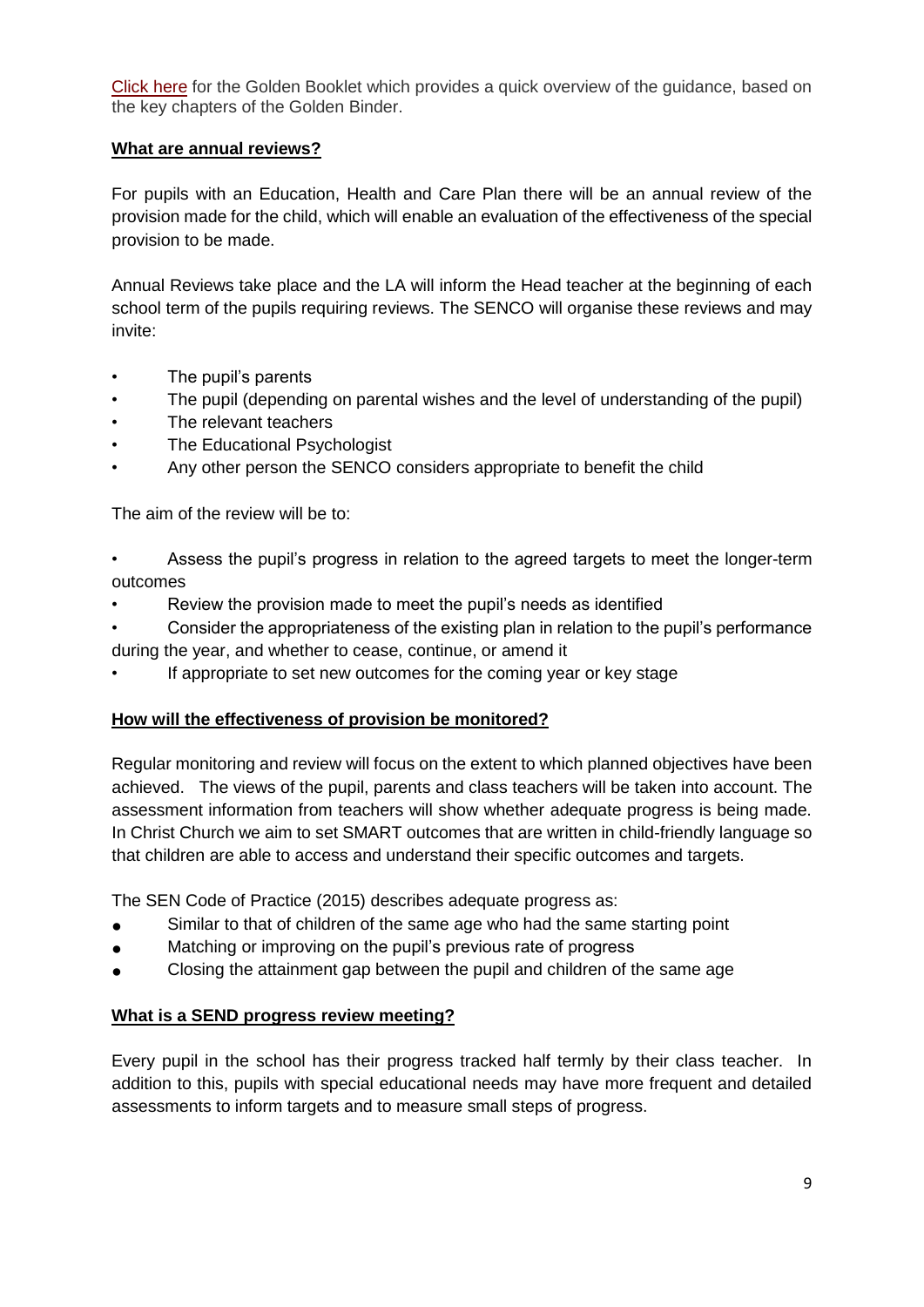Click here for the Golden Booklet which provides a quick overview of the guidance, based on the key chapters of the Golden Binder.

## What are annual reviews?

For pupils with an Education, Health and Care Plan there will be an annual review of the provision made for the child, which will enable an evaluation of the effectiveness of the special provision to be made.

Annual Reviews take place and the LA will inform the Head teacher at the beginning of each school term of the pupils requiring reviews. The SENCO will organise these reviews and may invite:

- The pupil's parents
- The pupil (depending on parental wishes and the level of understanding of the pupil)
- The relevant teachers
- The Educational Psychologist
- Any other person the SENCO considers appropriate to benefit the child

The aim of the review will be to:

- Assess the pupil's progress in relation to the agreed targets to meet the longer-term outcomes
- Review the provision made to meet the pupil's needs as identified
- Consider the appropriateness of the existing plan in relation to the pupil's performance during the year, and whether to cease, continue, or amend it
- If appropriate to set new outcomes for the coming year or key stage

## How will the effectiveness of provision be monitored?

Regular monitoring and review will focus on the extent to which planned objectives have been achieved. The views of the pupil, parents and class teachers will be taken into account. The assessment information from teachers will show whether adequate progress is being made. In Christ Church we aim to set SMART outcomes that are written in child-friendly language so that children are able to access and understand their specific outcomes and targets.

The SEN Code of Practice (2015) describes adequate progress as:

- Similar to that of children of the same age who had the same starting point
- Matching or improving on the pupil's previous rate of progress
- Closing the attainment gap between the pupil and children of the same age

## What is a SEND progress review meeting?

Every pupil in the school has their progress tracked half termly by their class teacher. In addition to this, pupils with special educational needs may have more frequent and detailed assessments to inform targets and to measure small steps of progress.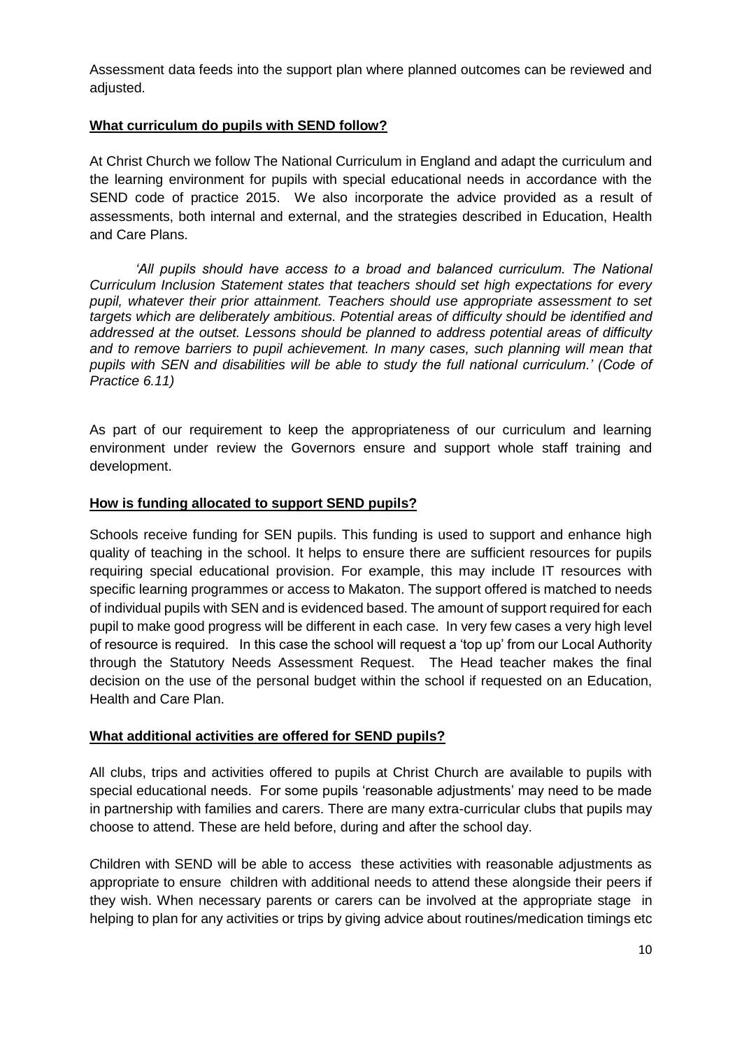Assessment data feeds into the support plan where planned outcomes can be reviewed and adjusted.

**What curriculum do pupils with SEND follow?**

At Christ Church we follow The National Curriculum in England and adapt the curriculum and the learning environment for pupils with special educational needs in accordance with the SEND code of practice 2015. We also incorporate the advice provided as a result of assessments, both internal and external, and the strategies described in Education, Health and Care Plans.

> *'All pupils should have access to a broad and balanced curriculum. The National Curriculum Inclusion Statement states that teachers should set high expectations for every pupil, whatever their prior attainment. Teachers should use appropriate assessment to set targets which are deliberately ambitious. Potential areas of difficulty should be identified and addressed at the outset. Lessons should be planned to address potential areas of difficulty and to remove barriers to pupil achievement. In many cases, such planning will mean that pupils with SEN and disabilities will be able to study the full national curriculum.' (Code of Practice 6.11)*

As part of our requirement to keep the appropriateness of our curriculum and learning environment under review the Governors ensure and support whole staff training and development.

**How is funding allocated to support SEND pupils?**

Schools receive funding for SEN pupils. This funding is used to support and enhance high quality of teaching in the school. It helps to ensure there are sufficient resources for pupils requiring special educational provision. For example, this may include IT resources with specific learning programmes or access to Makaton. The support offered is matched to needs of individual pupils with SEN and is evidenced based. The amount of support required for each pupil to make good progress will be different in each case. In very few cases a very high level of resource is required. In this case the school will request a 'top up' from our Local Authority through the Statutory Needs Assessment Request. The Head teacher makes the final decision on the use of the personal budget within the school if requested on an Education, Health and Care Plan.

**What additional activities are offered for SEND pupils?**

All clubs, trips and activities offered to pupils at Christ Church are available to pupils with special educational needs. For some pupils 'reasonable adjustments' may need to be made in partnership with families and carers. There are many extra-curricular clubs that pupils may choose to attend. These are held before, during and after the school day.

Children with SEND will be able to access these activities with reasonable adjustments as appropriate to ensure children with additional needs to attend these alongside their peers if they wish. When necessary parents or carers can be involved at the appropriate stage in helping to plan for any activities or trips by giving advice about routines/medication timings etc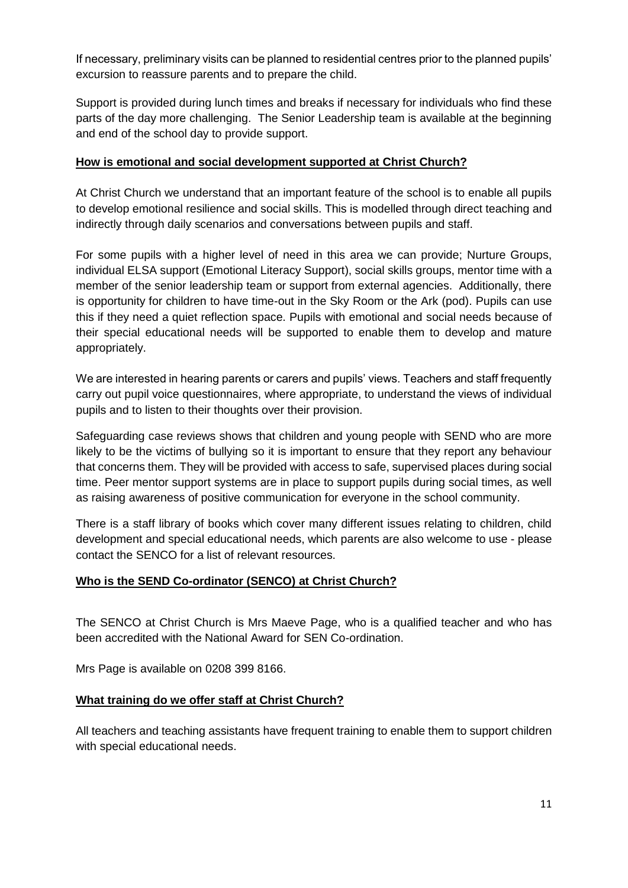If necessary, preliminary visits can be planned to residential centres prior to the planned pupils' excursion to reassure parents and to prepare the child.

Support is provided during lunch times and breaks if necessary for individuals who find these parts of the day more challenging. The Senior Leadership team is available at the beginning and end of the school day to provide support.

## **How is emotional and social development supported at Christ Church?**

At Christ Church we understand that an important feature of the school is to enable all pupils to develop emotional resilience and social skills. This is modelled through direct teaching and indirectly through daily scenarios and conversations between pupils and staff.

For some pupils with a higher level of need in this area we can provide; Nurture Groups, individual ELSA support (Emotional Literacy Support), social skills groups, mentor time with a member of the senior leadership team or support from external agencies. Additionally, there is opportunity for children to have time-out in the Sky Room or the Ark (pod). Pupils can use this if they need a quiet reflection space. Pupils with emotional and social needs because of their special educational needs will be supported to enable them to develop and mature appropriately.

We are interested in hearing parents or carers and pupils' views. Teachers and staff frequently carry out pupil voice questionnaires, where appropriate, to understand the views of individual pupils and to listen to their thoughts over their provision.

Safeguarding case reviews shows that children and young people with SEND who are more likely to be the victims of bullying so it is important to ensure that they report any behaviour that concerns them. They will be provided with access to safe, supervised places during social time. Peer mentor support systems are in place to support pupils during social times, as well as raising awareness of positive communication for everyone in the school community.

There is a staff library of books which cover many different issues relating to children, child development and special educational needs, which parents are also welcome to use - please contact the SENCO for a list of relevant resources.

## **Who is the SEND Co-ordinator (SENCO) at Christ Church?**

The SENCO at Christ Church is Mrs Maeve Page, who is a qualified teacher and who has been accredited with the National Award for SEN Co-ordination.

Mrs Page is available on 0208 399 8166.

## **What training do we offer staff at Christ Church?**

All teachers and teaching assistants have frequent training to enable them to support children with special educational needs.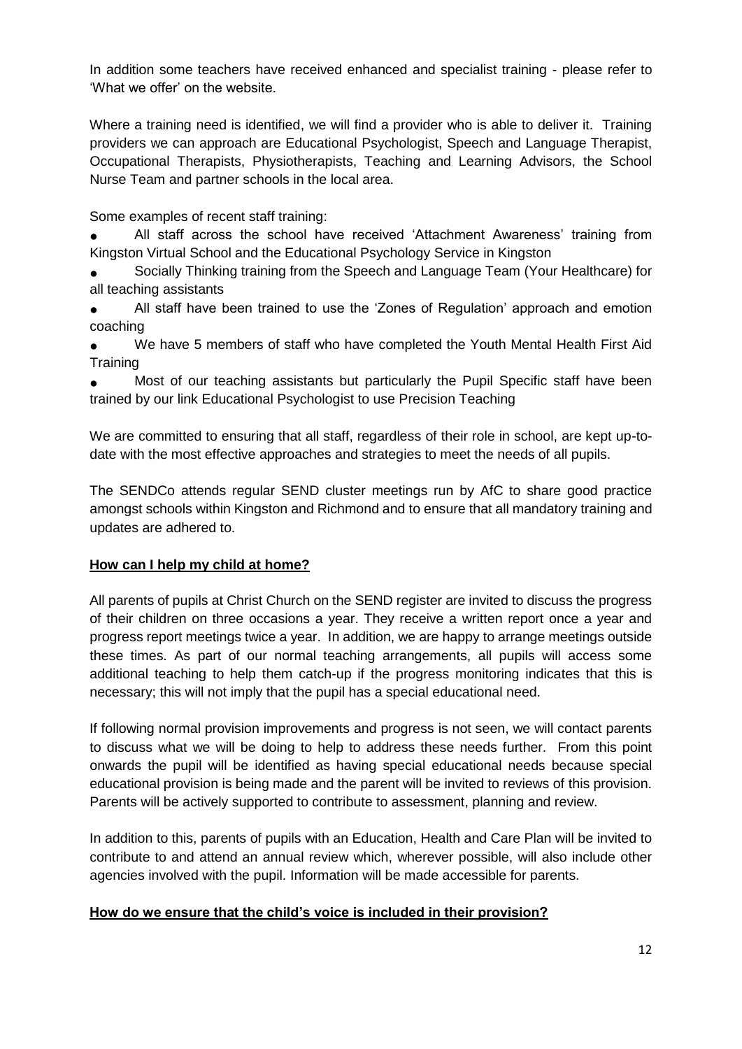In addition some teachers have received enhanced and specialist training - please refer to 'What we offer' on the website.

Where a training need is identified, we will find a provider who is able to deliver it. Training providers we can approach are Educational Psychologist, Speech and Language Therapist, Occupational Therapists, Physiotherapists, Teaching and Learning Advisors, the School Nurse Team and partner schools in the local area.

Some examples of recent staff training:

- All staff across the school have received 'Attachment Awareness' training from Kingston Virtual School and the Educational Psychology Service in Kingston
- Socially Thinking training from the Speech and Language Team (Your Healthcare) for all teaching assistants
- All staff have been trained to use the 'Zones of Regulation' approach and emotion coaching
- We have 5 members of staff who have completed the Youth Mental Health First Aid Training
- Most of our teaching assistants but particularly the Pupil Specific staff have been trained by our link Educational Psychologist to use Precision Teaching

We are committed to ensuring that all staff, regardless of their role in school, are kept up-to-date with the most effective approaches and strategies to meet the needs of all pupils.

The SENDCo attends regular SEND cluster meetings run by AfC to share good practice amongst schools within Kingston and Richmond and to ensure that all mandatory training and updates are adhered to.

## How can I help my child at home?

All parents of pupils at Christ Church on the SEND register are invited to discuss the progress of their children on three occasions a year. They receive a written report once a year and progress report meetings twice a year. In addition, we are happy to arrange meetings outside these times. As part of our normal teaching arrangements, all pupils will access some additional teaching to help them catch-up if the progress monitoring indicates that this is necessary; this will not imply that the pupil has a special educational need.

If following normal provision improvements and progress is not seen, we will contact parents to discuss what we will be doing to help to address these needs further. From this point onwards the pupil will be identified as having special educational needs because special educational provision is being made and the parent will be invited to reviews of this provision. Parents will be actively supported to contribute to assessment, planning and review.

In addition to this, parents of pupils with an Education, Health and Care Plan will be invited to contribute to and attend an annual review which, wherever possible, will also include other agencies involved with the pupil. Information will be made accessible for parents.

## How do we ensure that the child's voice is included in their provision?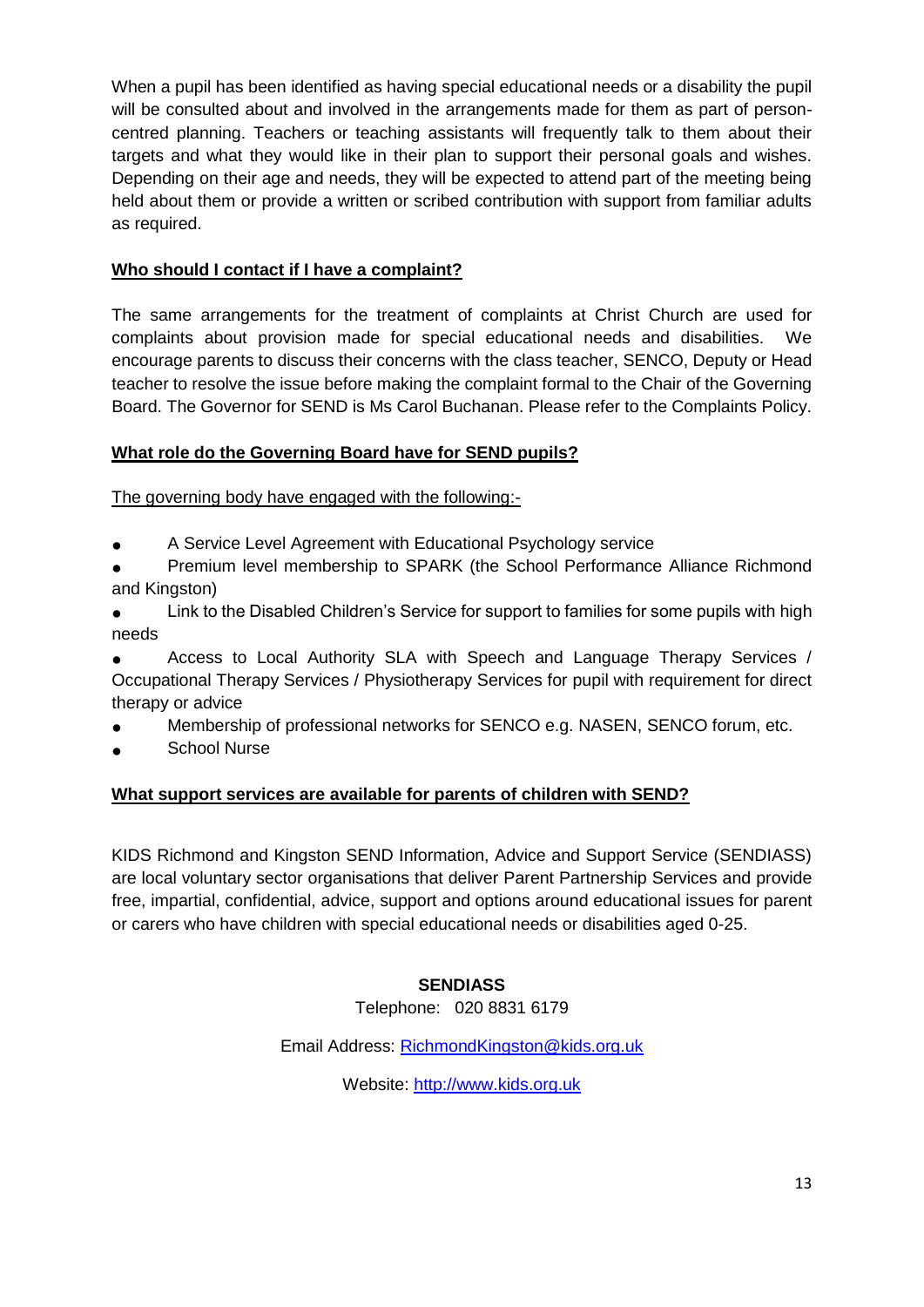When a pupil has been identified as having special educational needs or a disability the pupil will be consulted about and involved in the arrangements made for them as part of person-centred planning. Teachers or teaching assistants will frequently talk to them about their targets and what they would like in their plan to support their personal goals and wishes. Depending on their age and needs, they will be expected to attend part of the meeting being held about them or provide a written or scribed contribution with support from familiar adults as required.

**Who should I contact if I have a complaint?**

The same arrangements for the treatment of complaints at Christ Church are used for complaints about provision made for special educational needs and disabilities. We encourage parents to discuss their concerns with the class teacher, SENCO, Deputy or Head teacher to resolve the issue before making the complaint formal to the Chair of the Governing Board. The Governor for SEND is Ms Carol Buchanan. Please refer to the Complaints Policy.

**What role do the Governing Board have for SEND pupils?**

The governing body have engaged with the following:-

- A Service Level Agreement with Educational Psychology service
- Premium level membership to SPARK (the School Performance Alliance Richmond and Kingston)
- Link to the Disabled Children's Service for support to families for some pupils with high needs
- Access to Local Authority SLA with Speech and Language Therapy Services / Occupational Therapy Services / Physiotherapy Services for pupil with requirement for direct therapy or advice
- Membership of professional networks for SENCO e.g. NASEN, SENCO forum, etc.
- School Nurse

**What support services are available for parents of children with SEND?**

KIDS Richmond and Kingston SEND Information, Advice and Support Service (SENDIASS) are local voluntary sector organisations that deliver Parent Partnership Services and provide free, impartial, confidential, advice, support and options around educational issues for parent or carers who have children with special educational needs or disabilities aged 0-25.

**SENDIASS**

Telephone: 020 8831 6179

Email Address: RichmondKingston@kids.org.uk

Website: http://www.kids.org.uk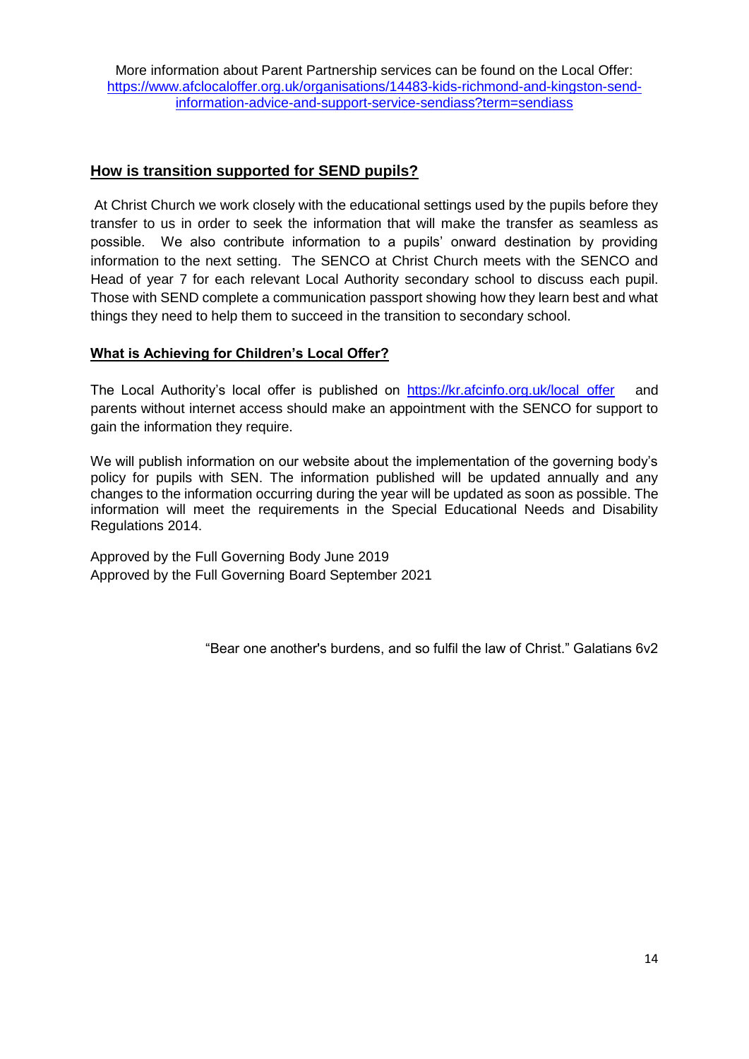More information about Parent Partnership services can be found on the Local Offer: [https://www.afclocaloffer.org.uk/organisations/14483-kids-richmond-and-kingston-send-information-advice-and-support-service-sendiass?term=sendiass](https://www.afclocaloffer.org.uk/organisations/14483-kids-richmond-and-kingston-send-information-advice-and-support-service-sendiass?term=sendiass)

## How is transition supported for SEND pupils?

At Christ Church we work closely with the educational settings used by the pupils before they transfer to us in order to seek the information that will make the transfer as seamless as possible. We also contribute information to a pupils' onward destination by providing information to the next setting. The SENCO at Christ Church meets with the SENCO and Head of year 7 for each relevant Local Authority secondary school to discuss each pupil. Those with SEND complete a communication passport showing how they learn best and what things they need to help them to succeed in the transition to secondary school.

## What is Achieving for Children's Local Offer?

The Local Authority's local offer is published on [https://kr.afcinfo.org.uk/local_offer](https://kr.afcinfo.org.uk/local_offer) and parents without internet access should make an appointment with the SENCO for support to gain the information they require.

We will publish information on our website about the implementation of the governing body's policy for pupils with SEN. The information published will be updated annually and any changes to the information occurring during the year will be updated as soon as possible. The information will meet the requirements in the Special Educational Needs and Disability Regulations 2014.

Approved by the Full Governing Body June 2019
Approved by the Full Governing Board September 2021

"Bear one another's burdens, and so fulfil the law of Christ." Galatians 6v2